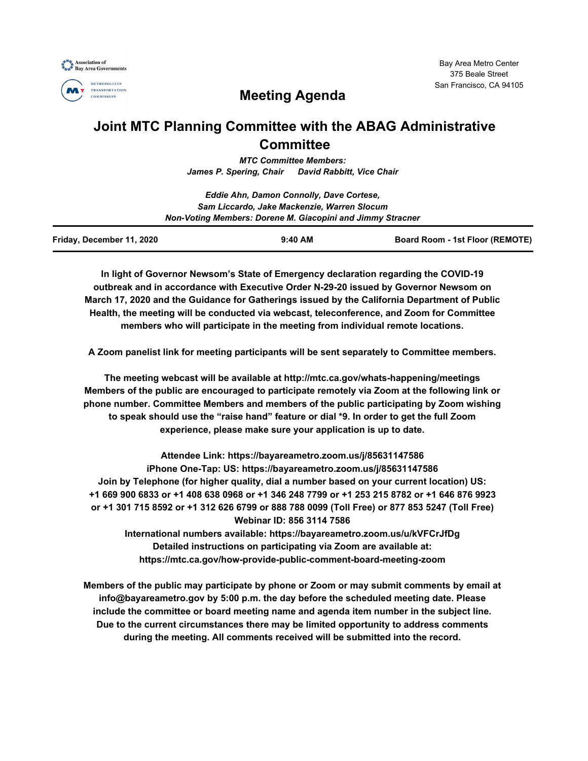Association of Bay Area Governments

METROPOLITAN TRANSPORTATION COMMISSION

Bay Area Metro Center
375 Beale Street
San Francisco, CA 94105

# Meeting Agenda

# Joint MTC Planning Committee with the ABAG Administrative Committee

***MTC Committee Members:***
***James P. Spering, Chair      David Rabbitt, Vice Chair***

***Eddie Ahn, Damon Connolly, Dave Cortese,***
***Sam Liccardo, Jake Mackenzie, Warren Slocum***
***Non-Voting Members: Dorene M. Giacopini and Jimmy Stracner***

| Friday, December 11, 2020 | 9:40 AM | Board Room - 1st Floor (REMOTE) |
|---|---|---|

**In light of Governor Newsom's State of Emergency declaration regarding the COVID-19 outbreak and in accordance with Executive Order N-29-20 issued by Governor Newsom on March 17, 2020 and the Guidance for Gatherings issued by the California Department of Public Health, the meeting will be conducted via webcast, teleconference, and Zoom for Committee members who will participate in the meeting from individual remote locations.**

**A Zoom panelist link for meeting participants will be sent separately to Committee members.**

**The meeting webcast will be available at http://mtc.ca.gov/whats-happening/meetings Members of the public are encouraged to participate remotely via Zoom at the following link or phone number. Committee Members and members of the public participating by Zoom wishing to speak should use the "raise hand" feature or dial *9. In order to get the full Zoom experience, please make sure your application is up to date.**

**Attendee Link: https://bayareametro.zoom.us/j/85631147586**
**iPhone One-Tap: US: https://bayareametro.zoom.us/j/85631147586**
**Join by Telephone (for higher quality, dial a number based on your current location) US: +1 669 900 6833 or +1 408 638 0968 or +1 346 248 7799 or +1 253 215 8782 or +1 646 876 9923 or +1 301 715 8592 or +1 312 626 6799 or 888 788 0099 (Toll Free) or 877 853 5247 (Toll Free)**
**Webinar ID: 856 3114 7586**
**International numbers available: https://bayareametro.zoom.us/u/kVFCrJfDg**
**Detailed instructions on participating via Zoom are available at: https://mtc.ca.gov/how-provide-public-comment-board-meeting-zoom**

**Members of the public may participate by phone or Zoom or may submit comments by email at info@bayareametro.gov by 5:00 p.m. the day before the scheduled meeting date. Please include the committee or board meeting name and agenda item number in the subject line. Due to the current circumstances there may be limited opportunity to address comments during the meeting. All comments received will be submitted into the record.**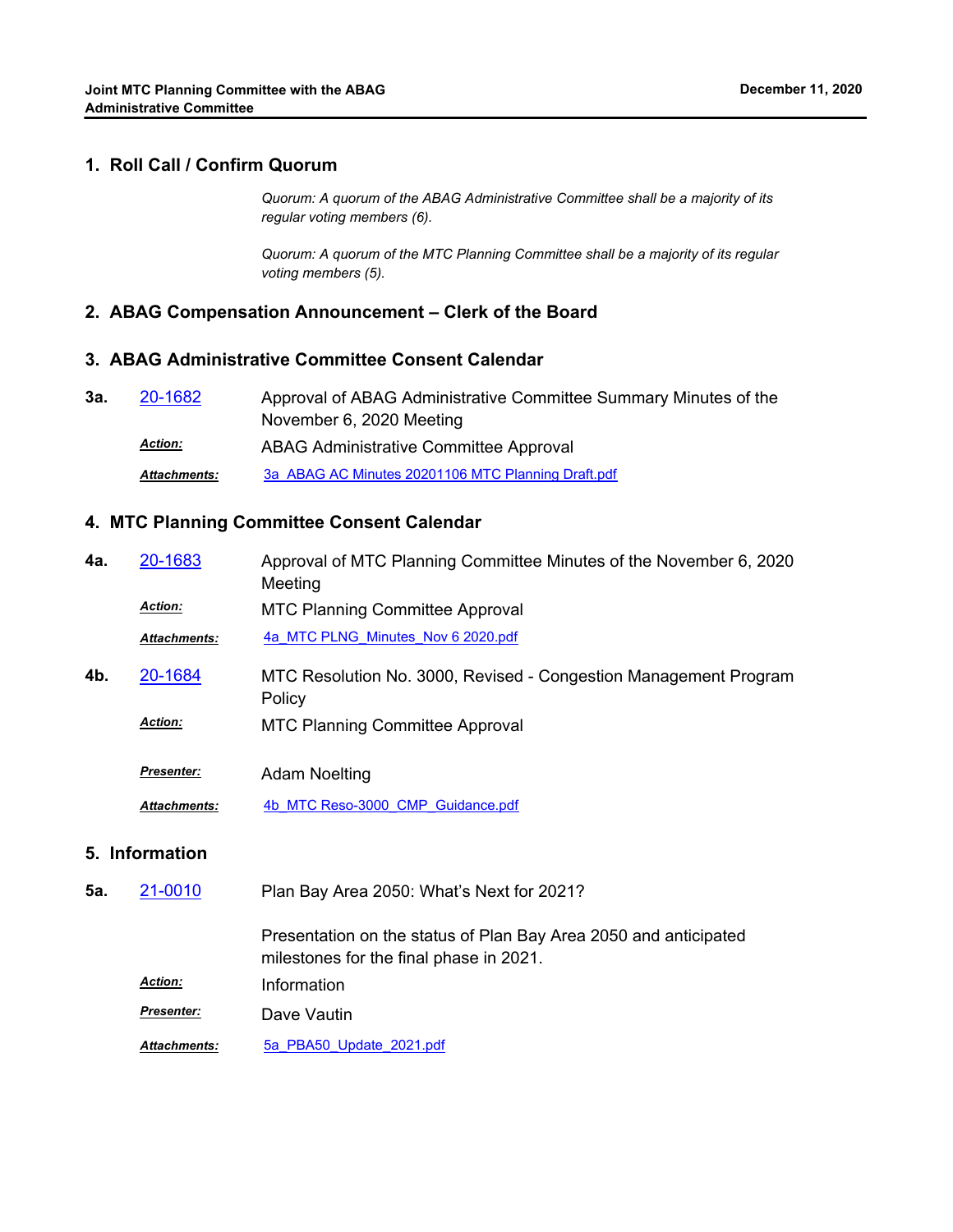## 1. Roll Call / Confirm Quorum

*Quorum: A quorum of the ABAG Administrative Committee shall be a majority of its regular voting members (6).*

*Quorum: A quorum of the MTC Planning Committee shall be a majority of its regular voting members (5).*

## 2. ABAG Compensation Announcement – Clerk of the Board

## 3. ABAG Administrative Committee Consent Calendar

**3a.** 20-1682 Approval of ABAG Administrative Committee Summary Minutes of the November 6, 2020 Meeting

***Action:*** ABAG Administrative Committee Approval

***Attachments:*** 3a_ABAG AC Minutes 20201106 MTC Planning Draft.pdf

## 4. MTC Planning Committee Consent Calendar

**4a.** 20-1683 Approval of MTC Planning Committee Minutes of the November 6, 2020 Meeting

***Action:*** MTC Planning Committee Approval

***Attachments:*** 4a_MTC PLNG_Minutes_Nov 6 2020.pdf

**4b.** 20-1684 MTC Resolution No. 3000, Revised - Congestion Management Program Policy

***Action:*** MTC Planning Committee Approval

***Presenter:*** Adam Noelting

***Attachments:*** 4b_MTC Reso-3000_CMP_Guidance.pdf

## 5. Information

**5a.** 21-0010 Plan Bay Area 2050: What's Next for 2021?

Presentation on the status of Plan Bay Area 2050 and anticipated milestones for the final phase in 2021.

***Action:*** Information

***Presenter:*** Dave Vautin

***Attachments:*** 5a_PBA50_Update_2021.pdf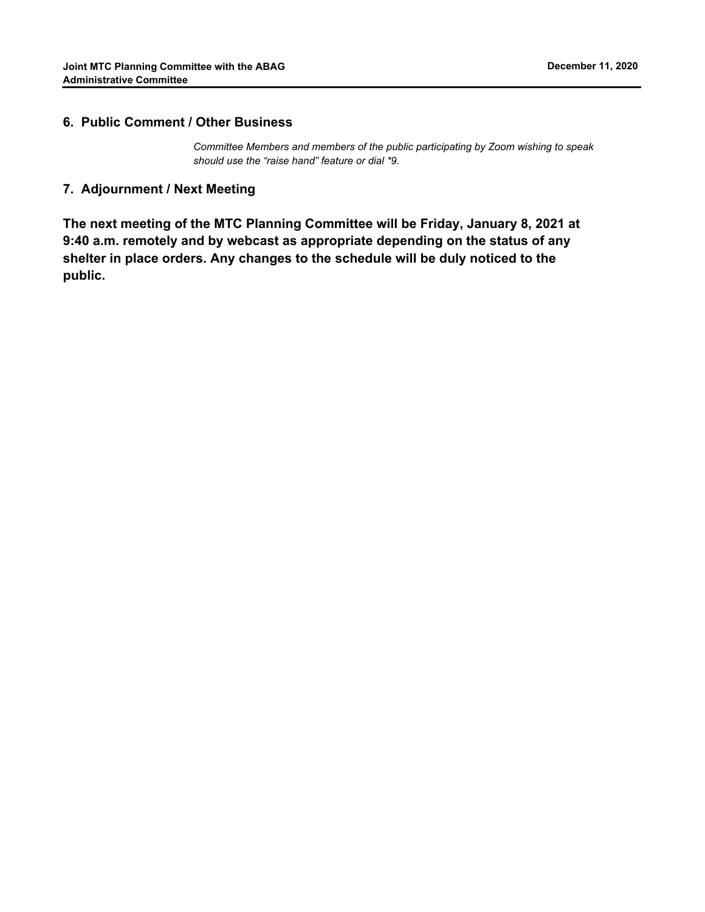## 6. Public Comment / Other Business

*Committee Members and members of the public participating by Zoom wishing to speak should use the “raise hand” feature or dial *9.*

## 7. Adjournment / Next Meeting

**The next meeting of the MTC Planning Committee will be Friday, January 8, 2021 at 9:40 a.m. remotely and by webcast as appropriate depending on the status of any shelter in place orders. Any changes to the schedule will be duly noticed to the public.**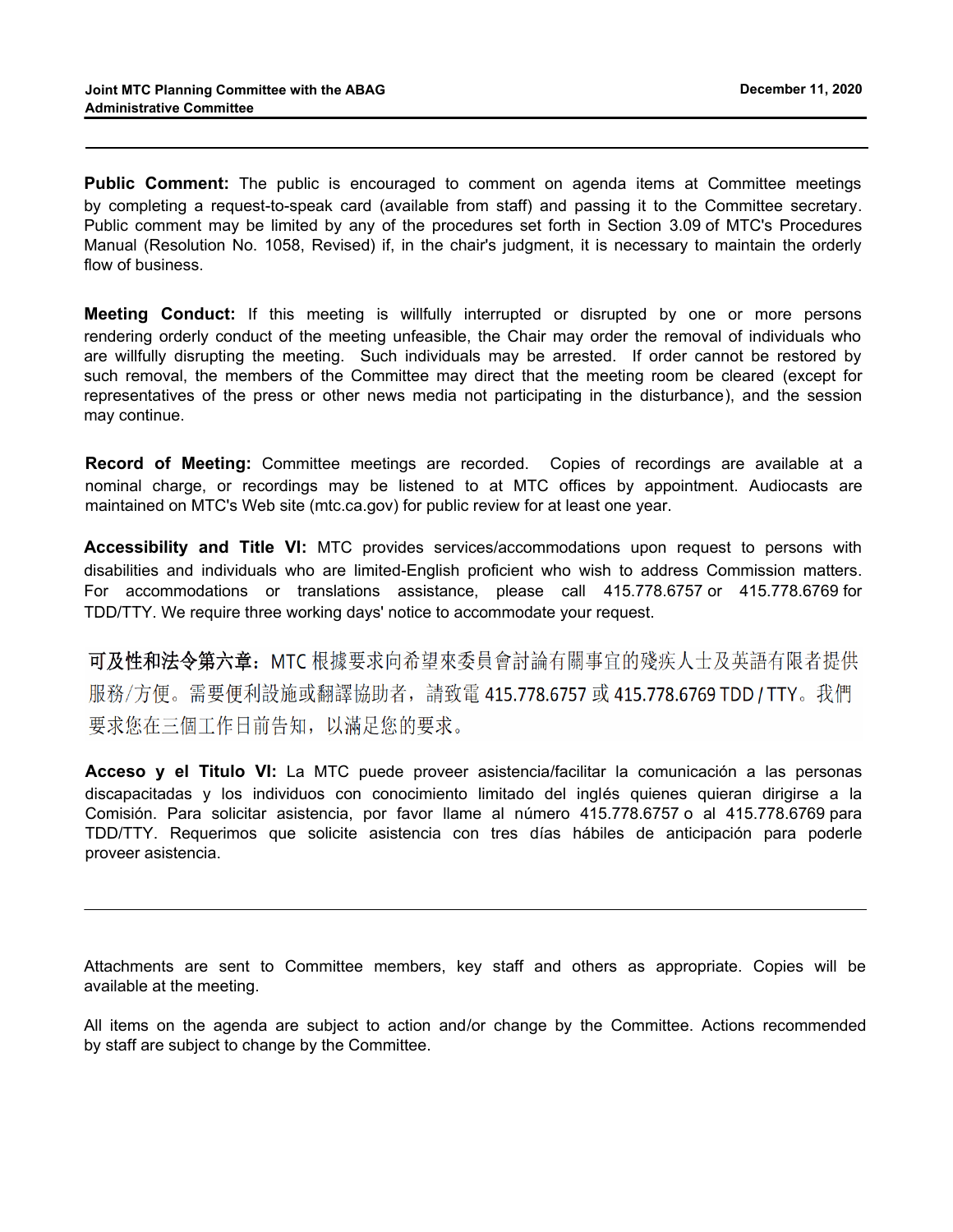**Public Comment:** The public is encouraged to comment on agenda items at Committee meetings by completing a request-to-speak card (available from staff) and passing it to the Committee secretary. Public comment may be limited by any of the procedures set forth in Section 3.09 of MTC's Procedures Manual (Resolution No. 1058, Revised) if, in the chair's judgment, it is necessary to maintain the orderly flow of business.

**Meeting Conduct:** If this meeting is willfully interrupted or disrupted by one or more persons rendering orderly conduct of the meeting unfeasible, the Chair may order the removal of individuals who are willfully disrupting the meeting. Such individuals may be arrested. If order cannot be restored by such removal, the members of the Committee may direct that the meeting room be cleared (except for representatives of the press or other news media not participating in the disturbance), and the session may continue.

**Record of Meeting:** Committee meetings are recorded. Copies of recordings are available at a nominal charge, or recordings may be listened to at MTC offices by appointment. Audiocasts are maintained on MTC's Web site (mtc.ca.gov) for public review for at least one year.

**Accessibility and Title VI:** MTC provides services/accommodations upon request to persons with disabilities and individuals who are limited-English proficient who wish to address Commission matters. For accommodations or translations assistance, please call 415.778.6757 or 415.778.6769 for TDD/TTY. We require three working days' notice to accommodate your request.

**可及性和法令第六章：**MTC 根據要求向希望來委員會討論有關事宜的殘疾人士及英語有限者提供服務/方便。需要便利設施或翻譯協助者，請致電 415.778.6757 或 415.778.6769 TDD / TTY。我們要求您在三個工作日前告知，以滿足您的要求。

**Acceso y el Titulo VI:** La MTC puede proveer asistencia/facilitar la comunicación a las personas discapacitadas y los individuos con conocimiento limitado del inglés quienes quieran dirigirse a la Comisión. Para solicitar asistencia, por favor llame al número 415.778.6757 o al 415.778.6769 para TDD/TTY. Requerimos que solicite asistencia con tres días hábiles de anticipación para poderle proveer asistencia.

---

Attachments are sent to Committee members, key staff and others as appropriate. Copies will be available at the meeting.

All items on the agenda are subject to action and/or change by the Committee. Actions recommended by staff are subject to change by the Committee.